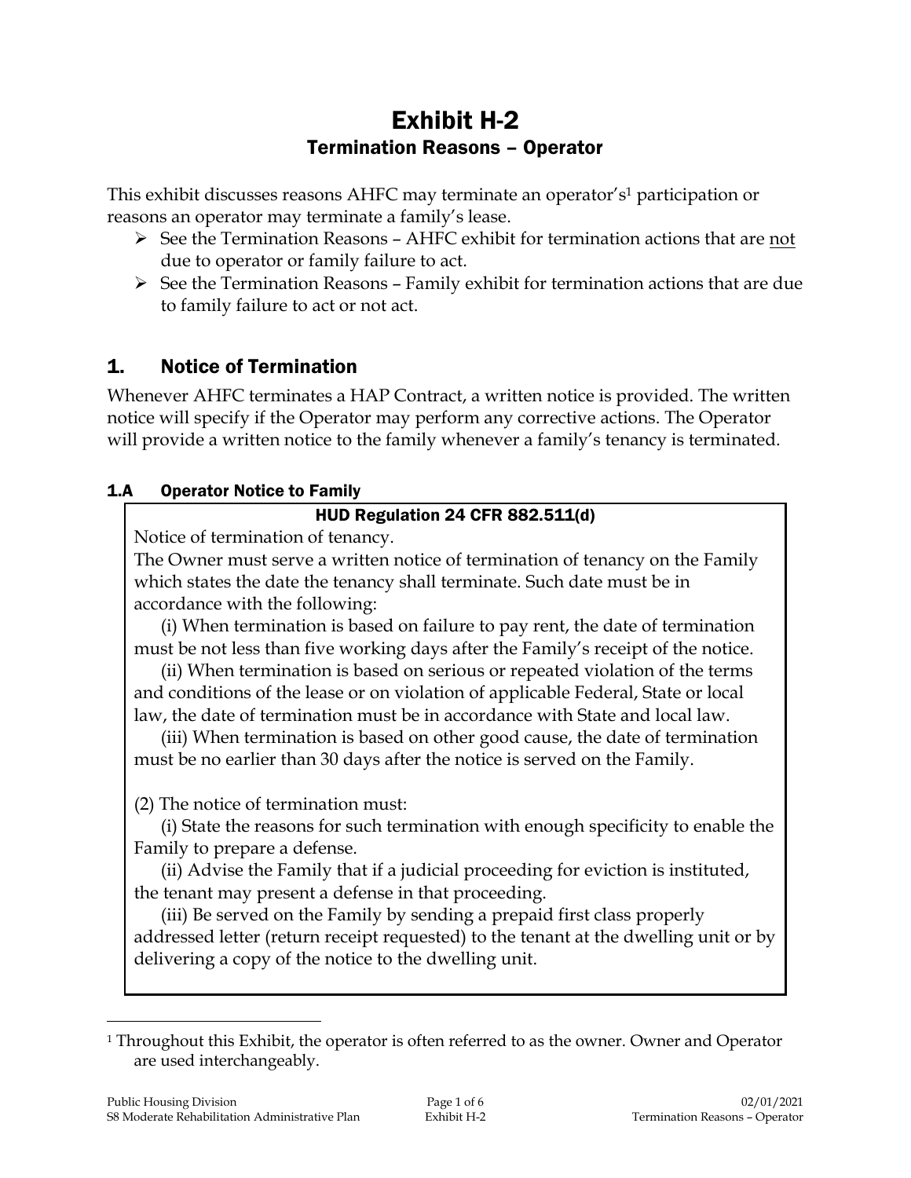# Exhibit H-2

## Termination Reasons – Operator

This exhibit discusses reasons AHFC may terminate an operator's[1] participation or reasons an operator may terminate a family's lease.

- See the Termination Reasons – AHFC exhibit for termination actions that are <u>not</u> due to operator or family failure to act.
- See the Termination Reasons – Family exhibit for termination actions that are due to family failure to act or not act.

## 1. Notice of Termination

Whenever AHFC terminates a HAP Contract, a written notice is provided. The written notice will specify if the Operator may perform any corrective actions. The Operator will provide a written notice to the family whenever a family's tenancy is terminated.

### 1.A Operator Notice to Family

> **HUD Regulation 24 CFR 882.511(d)**
>
> Notice of termination of tenancy.
>
> The Owner must serve a written notice of termination of tenancy on the Family which states the date the tenancy shall terminate. Such date must be in accordance with the following:
>
> (i) When termination is based on failure to pay rent, the date of termination must be not less than five working days after the Family's receipt of the notice.
>
> (ii) When termination is based on serious or repeated violation of the terms and conditions of the lease or on violation of applicable Federal, State or local law, the date of termination must be in accordance with State and local law.
>
> (iii) When termination is based on other good cause, the date of termination must be no earlier than 30 days after the notice is served on the Family.
>
> (2) The notice of termination must:
>
> (i) State the reasons for such termination with enough specificity to enable the Family to prepare a defense.
>
> (ii) Advise the Family that if a judicial proceeding for eviction is instituted, the tenant may present a defense in that proceeding.
>
> (iii) Be served on the Family by sending a prepaid first class properly addressed letter (return receipt requested) to the tenant at the dwelling unit or by delivering a copy of the notice to the dwelling unit.

[1] Throughout this Exhibit, the operator is often referred to as the owner. Owner and Operator are used interchangeably.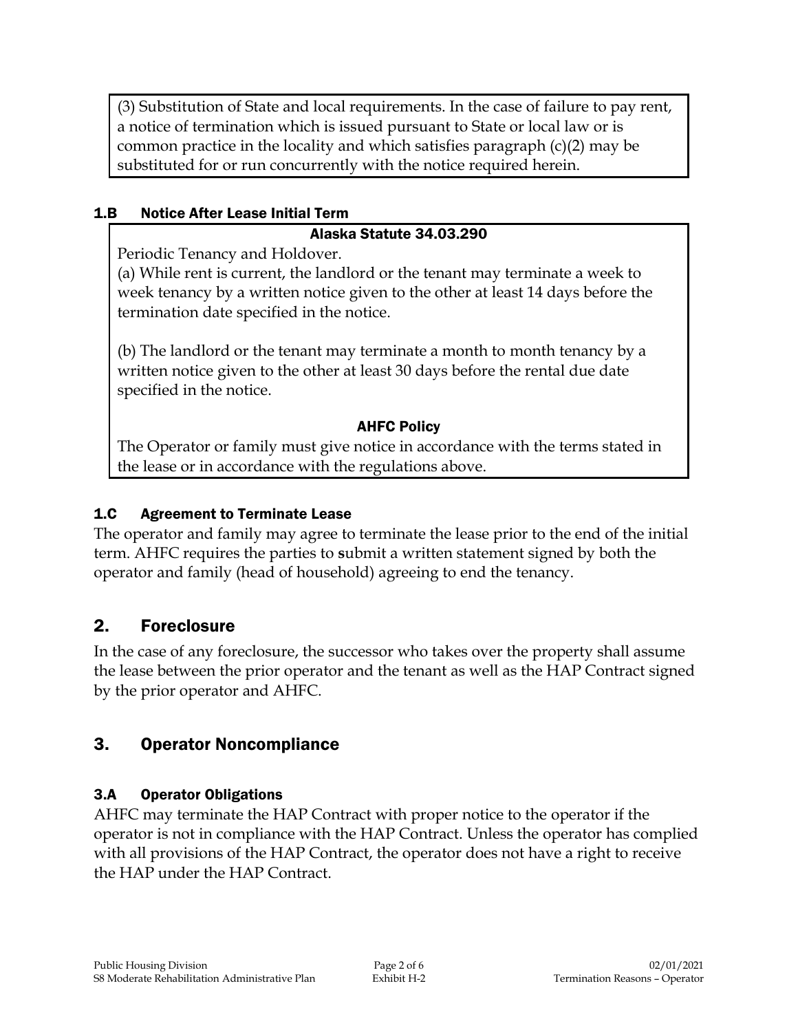(3) Substitution of State and local requirements. In the case of failure to pay rent, a notice of termination which is issued pursuant to State or local law or is common practice in the locality and which satisfies paragraph (c)(2) may be substituted for or run concurrently with the notice required herein.

### 1.B Notice After Lease Initial Term

**Alaska Statute 34.03.290**

Periodic Tenancy and Holdover.

(a) While rent is current, the landlord or the tenant may terminate a week to week tenancy by a written notice given to the other at least 14 days before the termination date specified in the notice.

(b) The landlord or the tenant may terminate a month to month tenancy by a written notice given to the other at least 30 days before the rental due date specified in the notice.

**AHFC Policy**

The Operator or family must give notice in accordance with the terms stated in the lease or in accordance with the regulations above.

### 1.C Agreement to Terminate Lease

The operator and family may agree to terminate the lease prior to the end of the initial term. AHFC requires the parties to submit a written statement signed by both the operator and family (head of household) agreeing to end the tenancy.

## 2. Foreclosure

In the case of any foreclosure, the successor who takes over the property shall assume the lease between the prior operator and the tenant as well as the HAP Contract signed by the prior operator and AHFC.

## 3. Operator Noncompliance

### 3.A Operator Obligations

AHFC may terminate the HAP Contract with proper notice to the operator if the operator is not in compliance with the HAP Contract. Unless the operator has complied with all provisions of the HAP Contract, the operator does not have a right to receive the HAP under the HAP Contract.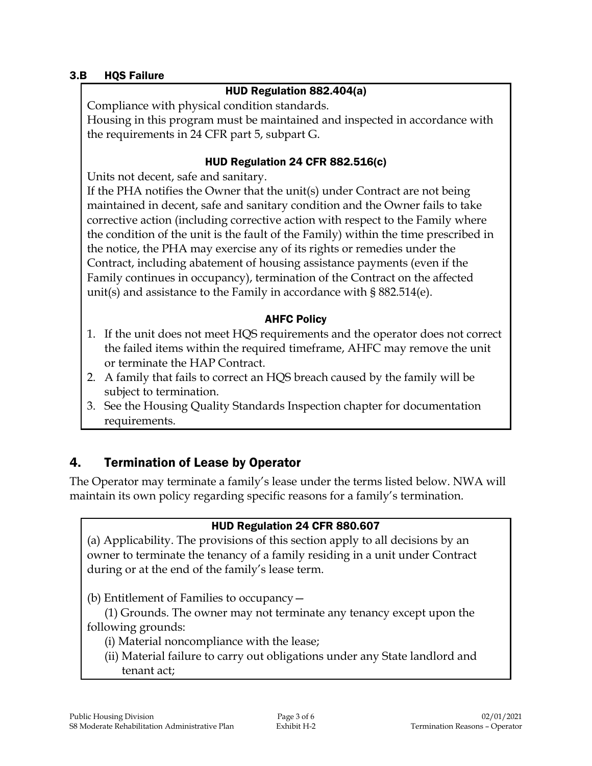### 3.B HQS Failure

**HUD Regulation 882.404(a)**

Compliance with physical condition standards.
Housing in this program must be maintained and inspected in accordance with the requirements in 24 CFR part 5, subpart G.

**HUD Regulation 24 CFR 882.516(c)**

Units not decent, safe and sanitary.
If the PHA notifies the Owner that the unit(s) under Contract are not being maintained in decent, safe and sanitary condition and the Owner fails to take corrective action (including corrective action with respect to the Family where the condition of the unit is the fault of the Family) within the time prescribed in the notice, the PHA may exercise any of its rights or remedies under the Contract, including abatement of housing assistance payments (even if the Family continues in occupancy), termination of the Contract on the affected unit(s) and assistance to the Family in accordance with § 882.514(e).

**AHFC Policy**

1. If the unit does not meet HQS requirements and the operator does not correct the failed items within the required timeframe, AHFC may remove the unit or terminate the HAP Contract.
2. A family that fails to correct an HQS breach caused by the family will be subject to termination.
3. See the Housing Quality Standards Inspection chapter for documentation requirements.

## 4. Termination of Lease by Operator

The Operator may terminate a family's lease under the terms listed below. NWA will maintain its own policy regarding specific reasons for a family's termination.

**HUD Regulation 24 CFR 880.607**

(a) Applicability. The provisions of this section apply to all decisions by an owner to terminate the tenancy of a family residing in a unit under Contract during or at the end of the family's lease term.

(b) Entitlement of Families to occupancy—

(1) Grounds. The owner may not terminate any tenancy except upon the following grounds:

(i) Material noncompliance with the lease;

(ii) Material failure to carry out obligations under any State landlord and tenant act;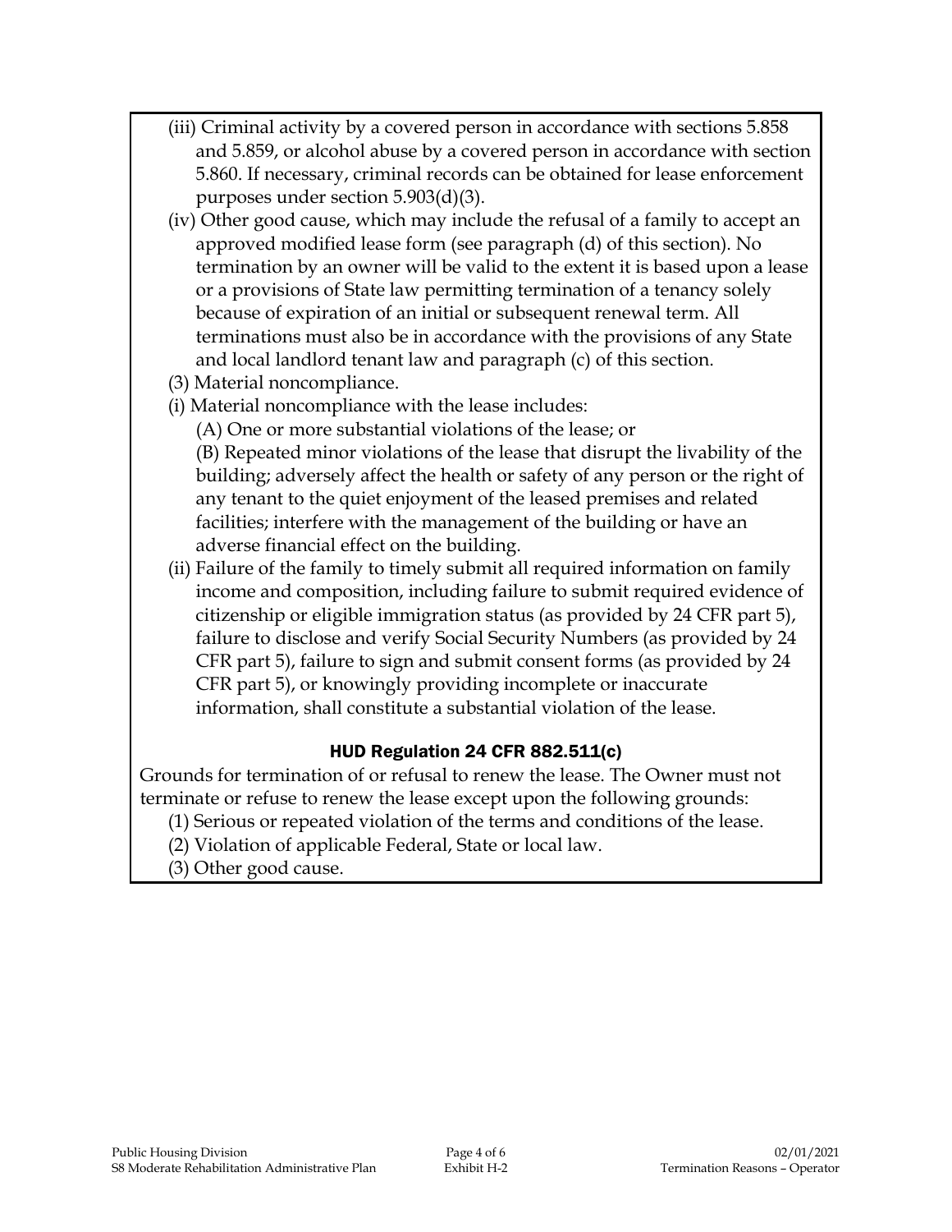(iii) Criminal activity by a covered person in accordance with sections 5.858 and 5.859, or alcohol abuse by a covered person in accordance with section 5.860. If necessary, criminal records can be obtained for lease enforcement purposes under section 5.903(d)(3).

(iv) Other good cause, which may include the refusal of a family to accept an approved modified lease form (see paragraph (d) of this section). No termination by an owner will be valid to the extent it is based upon a lease or a provisions of State law permitting termination of a tenancy solely because of expiration of an initial or subsequent renewal term. All terminations must also be in accordance with the provisions of any State and local landlord tenant law and paragraph (c) of this section.

(3) Material noncompliance.

(i) Material noncompliance with the lease includes:

(A) One or more substantial violations of the lease; or

(B) Repeated minor violations of the lease that disrupt the livability of the building; adversely affect the health or safety of any person or the right of any tenant to the quiet enjoyment of the leased premises and related facilities; interfere with the management of the building or have an adverse financial effect on the building.

(ii) Failure of the family to timely submit all required information on family income and composition, including failure to submit required evidence of citizenship or eligible immigration status (as provided by 24 CFR part 5), failure to disclose and verify Social Security Numbers (as provided by 24 CFR part 5), failure to sign and submit consent forms (as provided by 24 CFR part 5), or knowingly providing incomplete or inaccurate information, shall constitute a substantial violation of the lease.

### HUD Regulation 24 CFR 882.511(c)

Grounds for termination of or refusal to renew the lease. The Owner must not terminate or refuse to renew the lease except upon the following grounds:

(1) Serious or repeated violation of the terms and conditions of the lease.

(2) Violation of applicable Federal, State or local law.

(3) Other good cause.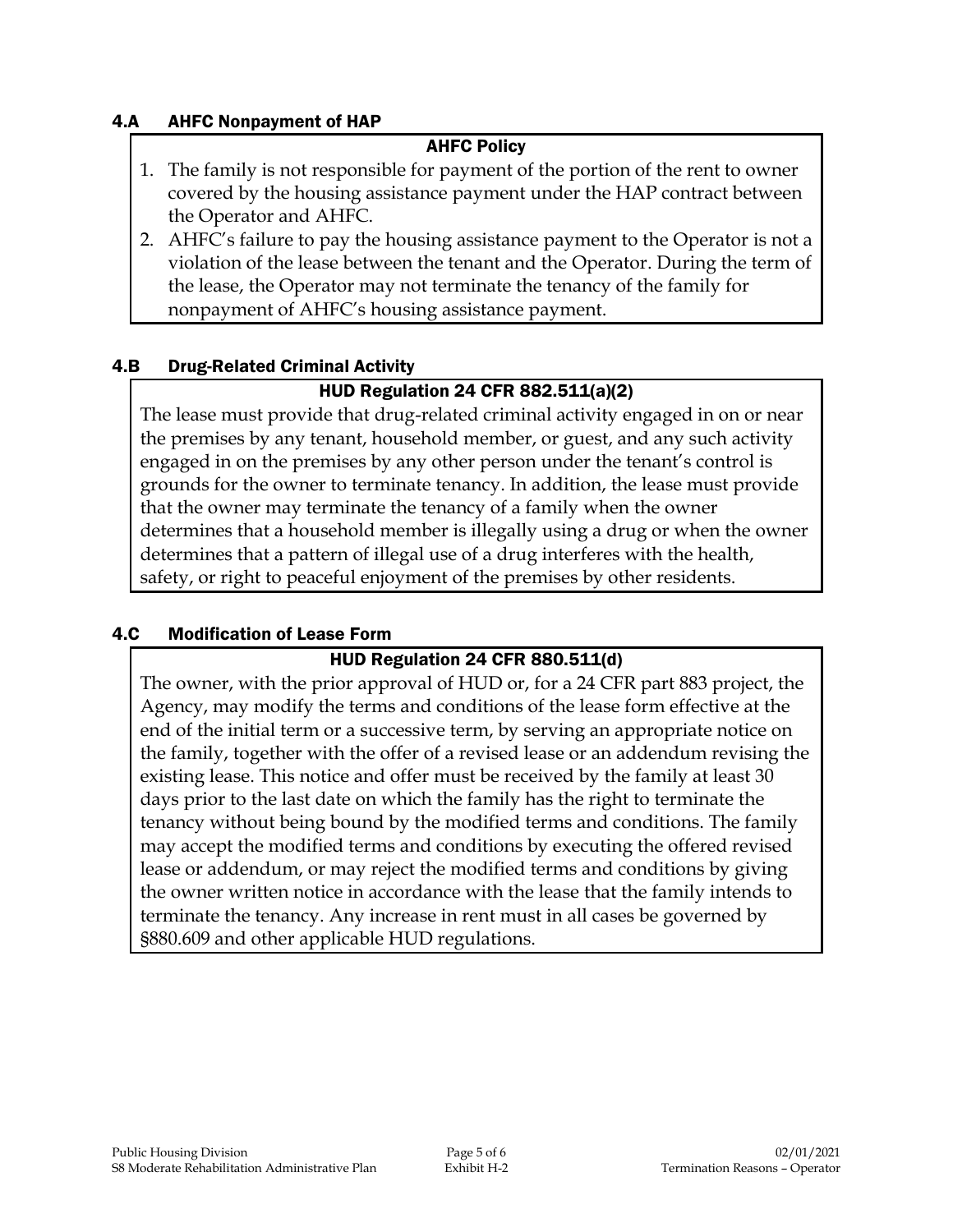### 4.A AHFC Nonpayment of HAP

**AHFC Policy**

1. The family is not responsible for payment of the portion of the rent to owner covered by the housing assistance payment under the HAP contract between the Operator and AHFC.
2. AHFC's failure to pay the housing assistance payment to the Operator is not a violation of the lease between the tenant and the Operator. During the term of the lease, the Operator may not terminate the tenancy of the family for nonpayment of AHFC's housing assistance payment.

### 4.B Drug-Related Criminal Activity

**HUD Regulation 24 CFR 882.511(a)(2)**

The lease must provide that drug-related criminal activity engaged in on or near the premises by any tenant, household member, or guest, and any such activity engaged in on the premises by any other person under the tenant's control is grounds for the owner to terminate tenancy. In addition, the lease must provide that the owner may terminate the tenancy of a family when the owner determines that a household member is illegally using a drug or when the owner determines that a pattern of illegal use of a drug interferes with the health, safety, or right to peaceful enjoyment of the premises by other residents.

### 4.C Modification of Lease Form

**HUD Regulation 24 CFR 880.511(d)**

The owner, with the prior approval of HUD or, for a 24 CFR part 883 project, the Agency, may modify the terms and conditions of the lease form effective at the end of the initial term or a successive term, by serving an appropriate notice on the family, together with the offer of a revised lease or an addendum revising the existing lease. This notice and offer must be received by the family at least 30 days prior to the last date on which the family has the right to terminate the tenancy without being bound by the modified terms and conditions. The family may accept the modified terms and conditions by executing the offered revised lease or addendum, or may reject the modified terms and conditions by giving the owner written notice in accordance with the lease that the family intends to terminate the tenancy. Any increase in rent must in all cases be governed by §880.609 and other applicable HUD regulations.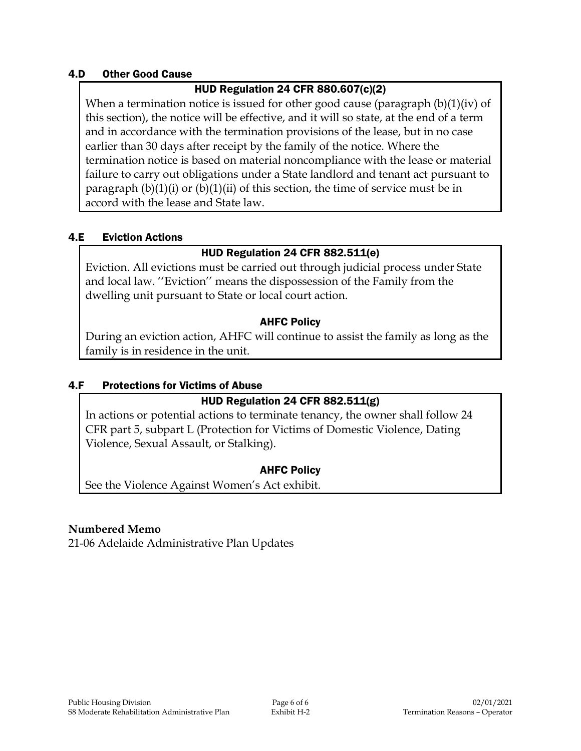## 4.D Other Good Cause

**HUD Regulation 24 CFR 880.607(c)(2)**

When a termination notice is issued for other good cause (paragraph (b)(1)(iv) of this section), the notice will be effective, and it will so state, at the end of a term and in accordance with the termination provisions of the lease, but in no case earlier than 30 days after receipt by the family of the notice. Where the termination notice is based on material noncompliance with the lease or material failure to carry out obligations under a State landlord and tenant act pursuant to paragraph (b)(1)(i) or (b)(1)(ii) of this section, the time of service must be in accord with the lease and State law.

## 4.E Eviction Actions

**HUD Regulation 24 CFR 882.511(e)**

Eviction. All evictions must be carried out through judicial process under State and local law. ''Eviction'' means the dispossession of the Family from the dwelling unit pursuant to State or local court action.

**AHFC Policy**

During an eviction action, AHFC will continue to assist the family as long as the family is in residence in the unit.

## 4.F Protections for Victims of Abuse

**HUD Regulation 24 CFR 882.511(g)**

In actions or potential actions to terminate tenancy, the owner shall follow 24 CFR part 5, subpart L (Protection for Victims of Domestic Violence, Dating Violence, Sexual Assault, or Stalking).

**AHFC Policy**

See the Violence Against Women's Act exhibit.

**Numbered Memo**

21-06 Adelaide Administrative Plan Updates